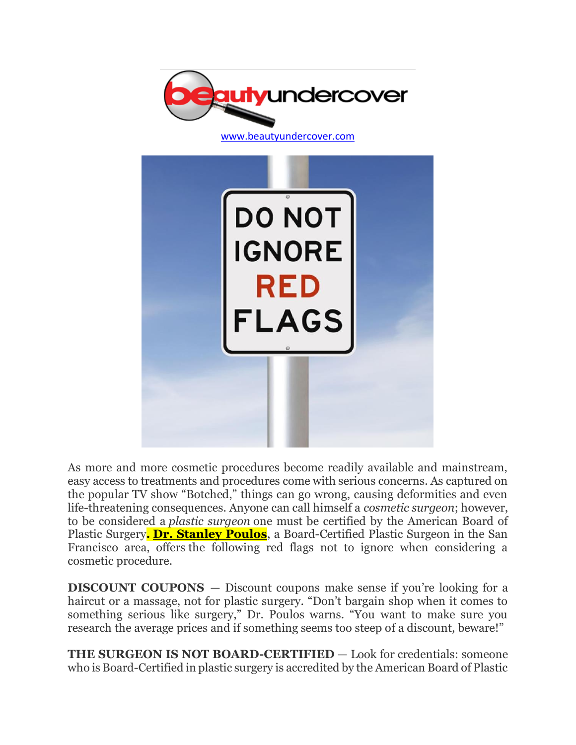www.beautyundercover.com

As more and more cosmetic procedures become readily available and mainstream, easy access to treatments and procedures come with serious concerns. As captured on the popular TV show "Botched," things can go wrong, causing deformities and even life-threatening consequences. Anyone can call himself a *cosmetic surgeon*; however, to be considered a *plastic surgeon* one must be certified by the American Board of Plastic Surgery**. Dr. Stanley Poulos**, a Board-Certified Plastic Surgeon in the San Francisco area, offers the following red flags not to ignore when considering a cosmetic procedure.

**DISCOUNT COUPONS** — Discount coupons make sense if you're looking for a haircut or a massage, not for plastic surgery. "Don't bargain shop when it comes to something serious like surgery," Dr. Poulos warns. "You want to make sure you research the average prices and if something seems too steep of a discount, beware!"

**THE SURGEON IS NOT BOARD-CERTIFIED** — Look for credentials: someone who is Board-Certified in plastic surgery is accredited by the American Board of Plastic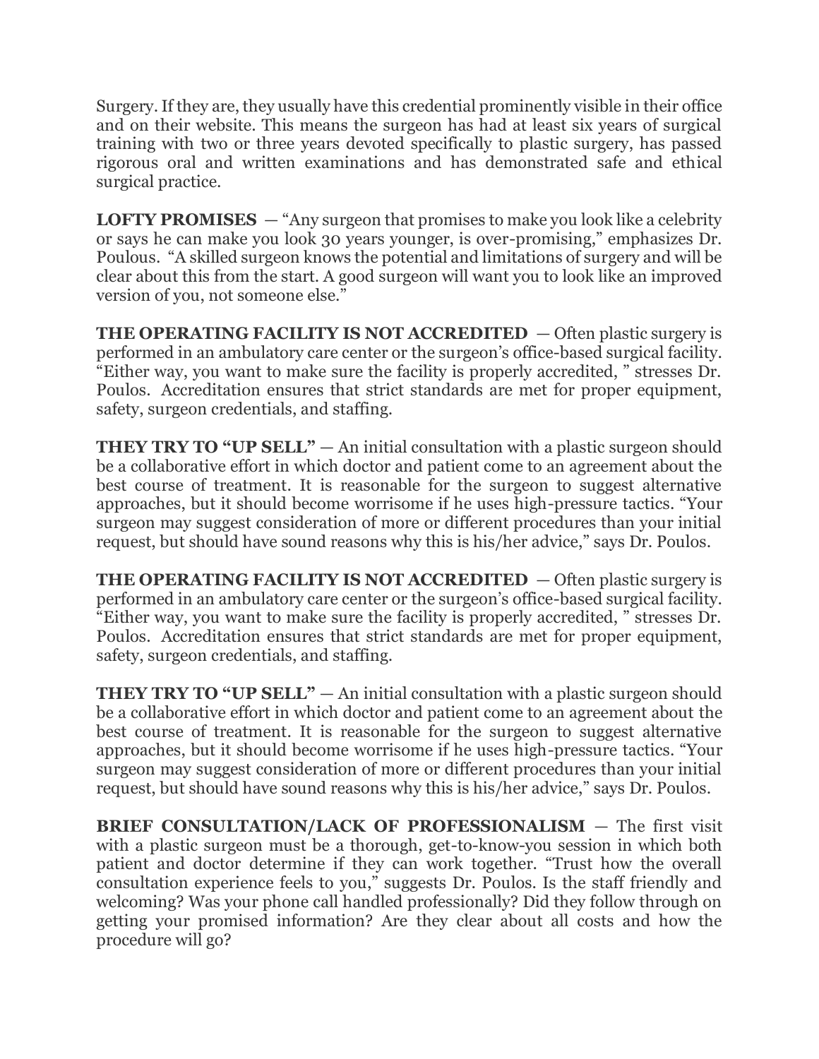Surgery. If they are, they usually have this credential prominently visible in their office and on their website. This means the surgeon has had at least six years of surgical training with two or three years devoted specifically to plastic surgery, has passed rigorous oral and written examinations and has demonstrated safe and ethical surgical practice.

**LOFTY PROMISES** — "Any surgeon that promises to make you look like a celebrity or says he can make you look 30 years younger, is over-promising," emphasizes Dr. Poulous. "A skilled surgeon knows the potential and limitations of surgery and will be clear about this from the start. A good surgeon will want you to look like an improved version of you, not someone else."

**THE OPERATING FACILITY IS NOT ACCREDITED** — Often plastic surgery is performed in an ambulatory care center or the surgeon's office-based surgical facility. "Either way, you want to make sure the facility is properly accredited, " stresses Dr. Poulos. Accreditation ensures that strict standards are met for proper equipment, safety, surgeon credentials, and staffing.

**THEY TRY TO "UP SELL"** — An initial consultation with a plastic surgeon should be a collaborative effort in which doctor and patient come to an agreement about the best course of treatment. It is reasonable for the surgeon to suggest alternative approaches, but it should become worrisome if he uses high-pressure tactics. "Your surgeon may suggest consideration of more or different procedures than your initial request, but should have sound reasons why this is his/her advice," says Dr. Poulos.

**THE OPERATING FACILITY IS NOT ACCREDITED** — Often plastic surgery is performed in an ambulatory care center or the surgeon's office-based surgical facility. "Either way, you want to make sure the facility is properly accredited, " stresses Dr. Poulos. Accreditation ensures that strict standards are met for proper equipment, safety, surgeon credentials, and staffing.

**THEY TRY TO "UP SELL"** — An initial consultation with a plastic surgeon should be a collaborative effort in which doctor and patient come to an agreement about the best course of treatment. It is reasonable for the surgeon to suggest alternative approaches, but it should become worrisome if he uses high-pressure tactics. "Your surgeon may suggest consideration of more or different procedures than your initial request, but should have sound reasons why this is his/her advice," says Dr. Poulos.

**BRIEF CONSULTATION/LACK OF PROFESSIONALISM** — The first visit with a plastic surgeon must be a thorough, get-to-know-you session in which both patient and doctor determine if they can work together. "Trust how the overall consultation experience feels to you," suggests Dr. Poulos. Is the staff friendly and welcoming? Was your phone call handled professionally? Did they follow through on getting your promised information? Are they clear about all costs and how the procedure will go?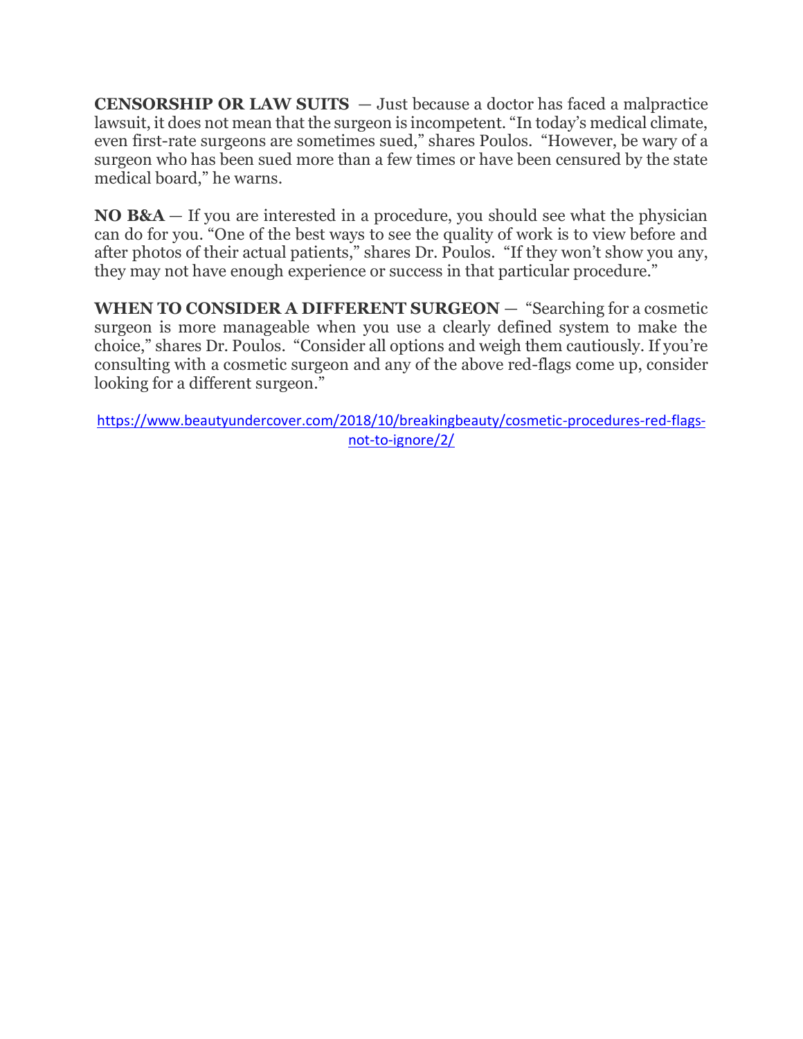**CENSORSHIP OR LAW SUITS** — Just because a doctor has faced a malpractice lawsuit, it does not mean that the surgeon is incompetent. "In today's medical climate, even first-rate surgeons are sometimes sued," shares Poulos. "However, be wary of a surgeon who has been sued more than a few times or have been censured by the state medical board," he warns.

**NO B&A** — If you are interested in a procedure, you should see what the physician can do for you. "One of the best ways to see the quality of work is to view before and after photos of their actual patients," shares Dr. Poulos. "If they won't show you any, they may not have enough experience or success in that particular procedure."

**WHEN TO CONSIDER A DIFFERENT SURGEON** — "Searching for a cosmetic surgeon is more manageable when you use a clearly defined system to make the choice," shares Dr. Poulos. "Consider all options and weigh them cautiously. If you're consulting with a cosmetic surgeon and any of the above red-flags come up, consider looking for a different surgeon."

https://www.beautyundercover.com/2018/10/breakingbeauty/cosmetic-procedures-red-flags-not-to-ignore/2/